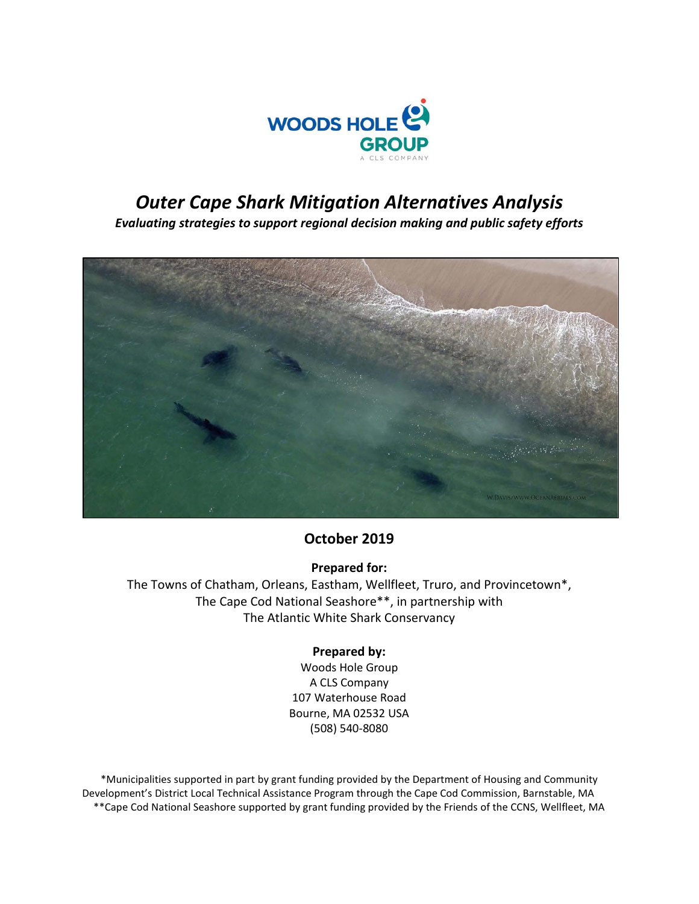WOODS HOLE GROUP
A CLS COMPANY

# *Outer Cape Shark Mitigation Alternatives Analysis*

***Evaluating strategies to support regional decision making and public safety efforts***

W.DAVIS/WWW.OCEANAERIALS.COM

## October 2019

**Prepared for:**

The Towns of Chatham, Orleans, Eastham, Wellfleet, Truro, and Provincetown*,
The Cape Cod National Seashore**, in partnership with
The Atlantic White Shark Conservancy

**Prepared by:**

Woods Hole Group
A CLS Company
107 Waterhouse Road
Bourne, MA 02532 USA
(508) 540-8080

*Municipalities supported in part by grant funding provided by the Department of Housing and Community Development's District Local Technical Assistance Program through the Cape Cod Commission, Barnstable, MA
**Cape Cod National Seashore supported by grant funding provided by the Friends of the CCNS, Wellfleet, MA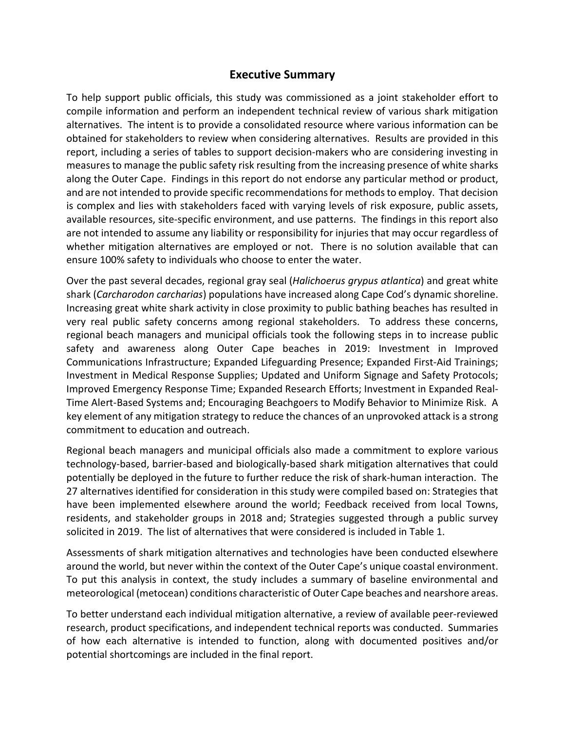## Executive Summary

To help support public officials, this study was commissioned as a joint stakeholder effort to compile information and perform an independent technical review of various shark mitigation alternatives. The intent is to provide a consolidated resource where various information can be obtained for stakeholders to review when considering alternatives. Results are provided in this report, including a series of tables to support decision-makers who are considering investing in measures to manage the public safety risk resulting from the increasing presence of white sharks along the Outer Cape. Findings in this report do not endorse any particular method or product, and are not intended to provide specific recommendations for methods to employ. That decision is complex and lies with stakeholders faced with varying levels of risk exposure, public assets, available resources, site-specific environment, and use patterns. The findings in this report also are not intended to assume any liability or responsibility for injuries that may occur regardless of whether mitigation alternatives are employed or not. There is no solution available that can ensure 100% safety to individuals who choose to enter the water.

Over the past several decades, regional gray seal (*Halichoerus grypus atlantica*) and great white shark (*Carcharodon carcharias*) populations have increased along Cape Cod's dynamic shoreline. Increasing great white shark activity in close proximity to public bathing beaches has resulted in very real public safety concerns among regional stakeholders. To address these concerns, regional beach managers and municipal officials took the following steps in to increase public safety and awareness along Outer Cape beaches in 2019: Investment in Improved Communications Infrastructure; Expanded Lifeguarding Presence; Expanded First-Aid Trainings; Investment in Medical Response Supplies; Updated and Uniform Signage and Safety Protocols; Improved Emergency Response Time; Expanded Research Efforts; Investment in Expanded Real-Time Alert-Based Systems and; Encouraging Beachgoers to Modify Behavior to Minimize Risk. A key element of any mitigation strategy to reduce the chances of an unprovoked attack is a strong commitment to education and outreach.

Regional beach managers and municipal officials also made a commitment to explore various technology-based, barrier-based and biologically-based shark mitigation alternatives that could potentially be deployed in the future to further reduce the risk of shark-human interaction. The 27 alternatives identified for consideration in this study were compiled based on: Strategies that have been implemented elsewhere around the world; Feedback received from local Towns, residents, and stakeholder groups in 2018 and; Strategies suggested through a public survey solicited in 2019. The list of alternatives that were considered is included in Table 1.

Assessments of shark mitigation alternatives and technologies have been conducted elsewhere around the world, but never within the context of the Outer Cape's unique coastal environment. To put this analysis in context, the study includes a summary of baseline environmental and meteorological (metocean) conditions characteristic of Outer Cape beaches and nearshore areas.

To better understand each individual mitigation alternative, a review of available peer-reviewed research, product specifications, and independent technical reports was conducted. Summaries of how each alternative is intended to function, along with documented positives and/or potential shortcomings are included in the final report.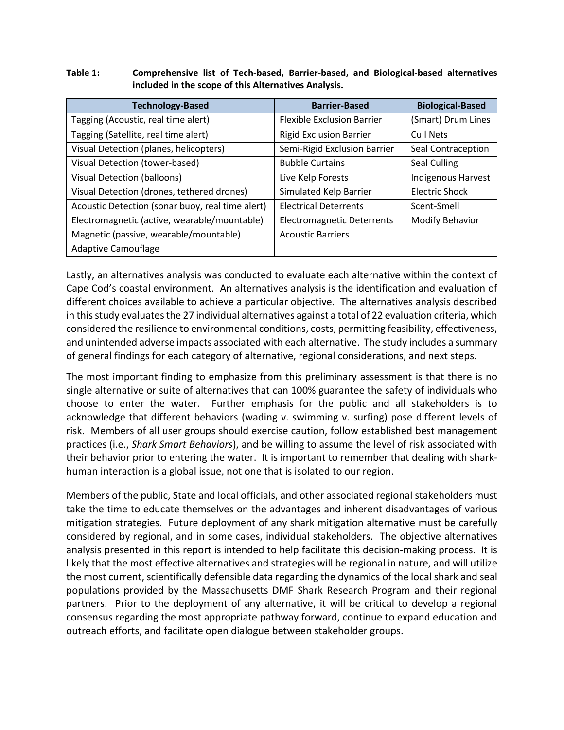**Table 1: Comprehensive list of Tech-based, Barrier-based, and Biological-based alternatives included in the scope of this Alternatives Analysis.**

| Technology-Based | Barrier-Based | Biological-Based |
|---|---|---|
| Tagging (Acoustic, real time alert) | Flexible Exclusion Barrier | (Smart) Drum Lines |
| Tagging (Satellite, real time alert) | Rigid Exclusion Barrier | Cull Nets |
| Visual Detection (planes, helicopters) | Semi-Rigid Exclusion Barrier | Seal Contraception |
| Visual Detection (tower-based) | Bubble Curtains | Seal Culling |
| Visual Detection (balloons) | Live Kelp Forests | Indigenous Harvest |
| Visual Detection (drones, tethered drones) | Simulated Kelp Barrier | Electric Shock |
| Acoustic Detection (sonar buoy, real time alert) | Electrical Deterrents | Scent-Smell |
| Electromagnetic (active, wearable/mountable) | Electromagnetic Deterrents | Modify Behavior |
| Magnetic (passive, wearable/mountable) | Acoustic Barriers | |
| Adaptive Camouflage | | |

Lastly, an alternatives analysis was conducted to evaluate each alternative within the context of Cape Cod's coastal environment. An alternatives analysis is the identification and evaluation of different choices available to achieve a particular objective. The alternatives analysis described in this study evaluates the 27 individual alternatives against a total of 22 evaluation criteria, which considered the resilience to environmental conditions, costs, permitting feasibility, effectiveness, and unintended adverse impacts associated with each alternative. The study includes a summary of general findings for each category of alternative, regional considerations, and next steps.

The most important finding to emphasize from this preliminary assessment is that there is no single alternative or suite of alternatives that can 100% guarantee the safety of individuals who choose to enter the water. Further emphasis for the public and all stakeholders is to acknowledge that different behaviors (wading v. swimming v. surfing) pose different levels of risk. Members of all user groups should exercise caution, follow established best management practices (i.e., *Shark Smart Behaviors*), and be willing to assume the level of risk associated with their behavior prior to entering the water. It is important to remember that dealing with shark-human interaction is a global issue, not one that is isolated to our region.

Members of the public, State and local officials, and other associated regional stakeholders must take the time to educate themselves on the advantages and inherent disadvantages of various mitigation strategies. Future deployment of any shark mitigation alternative must be carefully considered by regional, and in some cases, individual stakeholders. The objective alternatives analysis presented in this report is intended to help facilitate this decision-making process. It is likely that the most effective alternatives and strategies will be regional in nature, and will utilize the most current, scientifically defensible data regarding the dynamics of the local shark and seal populations provided by the Massachusetts DMF Shark Research Program and their regional partners. Prior to the deployment of any alternative, it will be critical to develop a regional consensus regarding the most appropriate pathway forward, continue to expand education and outreach efforts, and facilitate open dialogue between stakeholder groups.